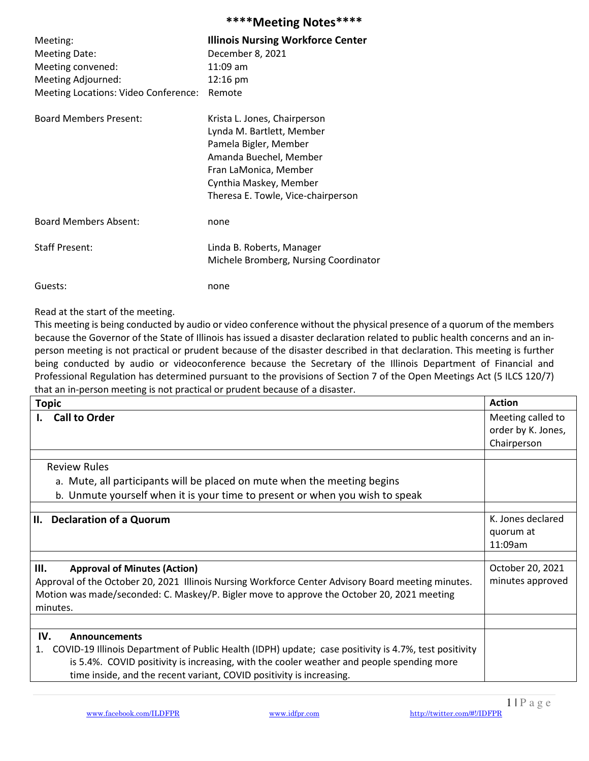# ****Meeting Notes****

| | |
|---|---|
| Meeting: | **Illinois Nursing Workforce Center** |
| Meeting Date: | December 8, 2021 |
| Meeting convened: | 11:09 am |
| Meeting Adjourned: | 12:16 pm |
| Meeting Locations: Video Conference: | Remote |
| Board Members Present: | Krista L. Jones, Chairperson<br>Lynda M. Bartlett, Member<br>Pamela Bigler, Member<br>Amanda Buechel, Member<br>Fran LaMonica, Member<br>Cynthia Maskey, Member<br>Theresa E. Towle, Vice-chairperson |
| Board Members Absent: | none |
| Staff Present: | Linda B. Roberts, Manager<br>Michele Bromberg, Nursing Coordinator |
| Guests: | none |

Read at the start of the meeting.
This meeting is being conducted by audio or video conference without the physical presence of a quorum of the members because the Governor of the State of Illinois has issued a disaster declaration related to public health concerns and an in-person meeting is not practical or prudent because of the disaster described in that declaration. This meeting is further being conducted by audio or videoconference because the Secretary of the Illinois Department of Financial and Professional Regulation has determined pursuant to the provisions of Section 7 of the Open Meetings Act (5 ILCS 120/7) that an in-person meeting is not practical or prudent because of a disaster.

| Topic | Action |
|---|---|
| **I. Call to Order** | Meeting called to order by K. Jones, Chairperson |
| | |
| Review Rules<br>a. Mute, all participants will be placed on mute when the meeting begins<br>b. Unmute yourself when it is your time to present or when you wish to speak | |
| | |
| **II. Declaration of a Quorum** | K. Jones declared quorum at 11:09am |
| | |
| **III. Approval of Minutes (Action)**<br>Approval of the October 20, 2021 Illinois Nursing Workforce Center Advisory Board meeting minutes. Motion was made/seconded: C. Maskey/P. Bigler move to approve the October 20, 2021 meeting minutes. | October 20, 2021 minutes approved |
| | |
| **IV. Announcements**<br>1. COVID-19 Illinois Department of Public Health (IDPH) update; case positivity is 4.7%, test positivity is 5.4%. COVID positivity is increasing, with the cooler weather and people spending more time inside, and the recent variant, COVID positivity is increasing. | |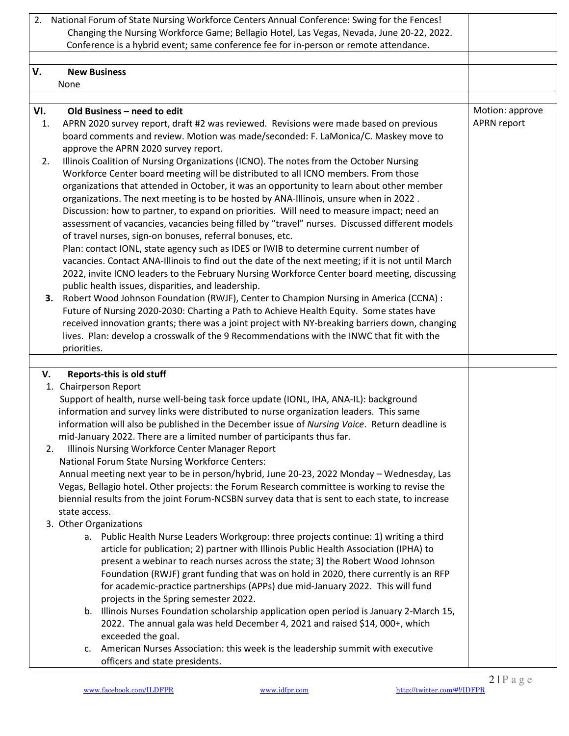| | |
|---|---|
| 2. National Forum of State Nursing Workforce Centers Annual Conference: Swing for the Fences! Changing the Nursing Workforce Game; Bellagio Hotel, Las Vegas, Nevada, June 20-22, 2022. Conference is a hybrid event; same conference fee for in-person or remote attendance. | |
| | |
| **V. New Business**<br>None | |
| | |
| **VI. Old Business – need to edit**<br>1. APRN 2020 survey report, draft #2 was reviewed. Revisions were made based on previous board comments and review. Motion was made/seconded: F. LaMonica/C. Maskey move to approve the APRN 2020 survey report.<br>2. Illinois Coalition of Nursing Organizations (ICNO). The notes from the October Nursing Workforce Center board meeting will be distributed to all ICNO members. From those organizations that attended in October, it was an opportunity to learn about other member organizations. The next meeting is to be hosted by ANA-Illinois, unsure when in 2022 . Discussion: how to partner, to expand on priorities. Will need to measure impact; need an assessment of vacancies, vacancies being filled by "travel" nurses. Discussed different models of travel nurses, sign-on bonuses, referral bonuses, etc.<br>Plan: contact IONL, state agency such as IDES or IWIB to determine current number of vacancies. Contact ANA-Illinois to find out the date of the next meeting; if it is not until March 2022, invite ICNO leaders to the February Nursing Workforce Center board meeting, discussing public health issues, disparities, and leadership.<br>**3.** Robert Wood Johnson Foundation (RWJF), Center to Champion Nursing in America (CCNA) : Future of Nursing 2020-2030: Charting a Path to Achieve Health Equity. Some states have received innovation grants; there was a joint project with NY-breaking barriers down, changing lives. Plan: develop a crosswalk of the 9 Recommendations with the INWC that fit with the priorities. | Motion: approve APRN report |
| | |
| **V. Reports-this is old stuff**<br>1. Chairperson Report<br>Support of health, nurse well-being task force update (IONL, IHA, ANA-IL): background information and survey links were distributed to nurse organization leaders. This same information will also be published in the December issue of *Nursing Voice*. Return deadline is mid-January 2022. There are a limited number of participants thus far.<br>2. Illinois Nursing Workforce Center Manager Report<br>National Forum State Nursing Workforce Centers:<br>Annual meeting next year to be in person/hybrid, June 20-23, 2022 Monday – Wednesday, Las Vegas, Bellagio hotel. Other projects: the Forum Research committee is working to revise the biennial results from the joint Forum-NCSBN survey data that is sent to each state, to increase state access.<br>3. Other Organizations<br>a. Public Health Nurse Leaders Workgroup: three projects continue: 1) writing a third article for publication; 2) partner with Illinois Public Health Association (IPHA) to present a webinar to reach nurses across the state; 3) the Robert Wood Johnson Foundation (RWJF) grant funding that was on hold in 2020, there currently is an RFP for academic-practice partnerships (APPs) due mid-January 2022. This will fund projects in the Spring semester 2022.<br>b. Illinois Nurses Foundation scholarship application open period is January 2-March 15, 2022. The annual gala was held December 4, 2021 and raised $14, 000+, which exceeded the goal.<br>c. American Nurses Association: this week is the leadership summit with executive officers and state presidents. | |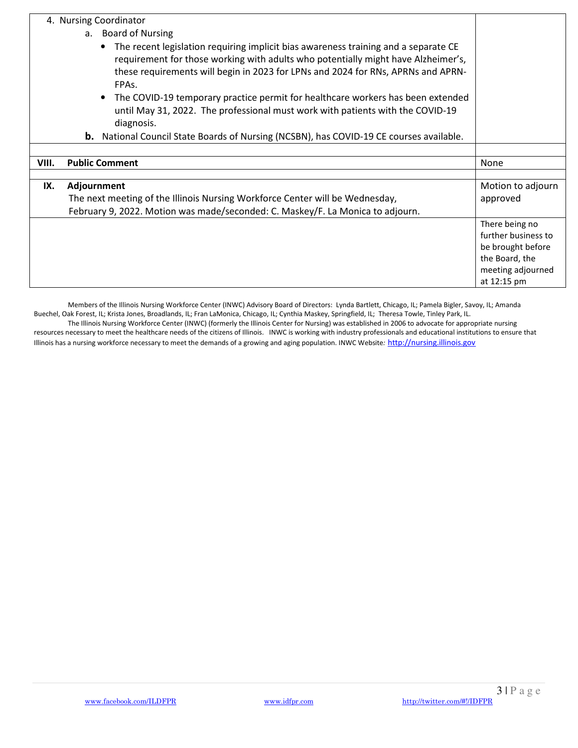| | |
|---|---|
| 4. Nursing Coordinator<br>a. Board of Nursing<br>• The recent legislation requiring implicit bias awareness training and a separate CE requirement for those working with adults who potentially might have Alzheimer's, these requirements will begin in 2023 for LPNs and 2024 for RNs, APRNs and APRN-FPAs.<br>• The COVID-19 temporary practice permit for healthcare workers has been extended until May 31, 2022. The professional must work with patients with the COVID-19 diagnosis.<br>**b.** National Council State Boards of Nursing (NCSBN), has COVID-19 CE courses available. | |
| | |
| **VIII. Public Comment** | None |
| | |
| **IX. Adjournment**<br>The next meeting of the Illinois Nursing Workforce Center will be Wednesday, February 9, 2022. Motion was made/seconded: C. Maskey/F. La Monica to adjourn. | Motion to adjourn approved |
| | There being no further business to be brought before the Board, the meeting adjourned at 12:15 pm |

Members of the Illinois Nursing Workforce Center (INWC) Advisory Board of Directors: Lynda Bartlett, Chicago, IL; Pamela Bigler, Savoy, IL; Amanda Buechel, Oak Forest, IL; Krista Jones, Broadlands, IL; Fran LaMonica, Chicago, IL; Cynthia Maskey, Springfield, IL; Theresa Towle, Tinley Park, IL.

The Illinois Nursing Workforce Center (INWC) (formerly the Illinois Center for Nursing) was established in 2006 to advocate for appropriate nursing resources necessary to meet the healthcare needs of the citizens of Illinois. INWC is working with industry professionals and educational institutions to ensure that Illinois has a nursing workforce necessary to meet the demands of a growing and aging population. INWC Website: http://nursing.illinois.gov

www.facebook.com/ILDFPR www.idfpr.com http://twitter.com/#!/IDFPR